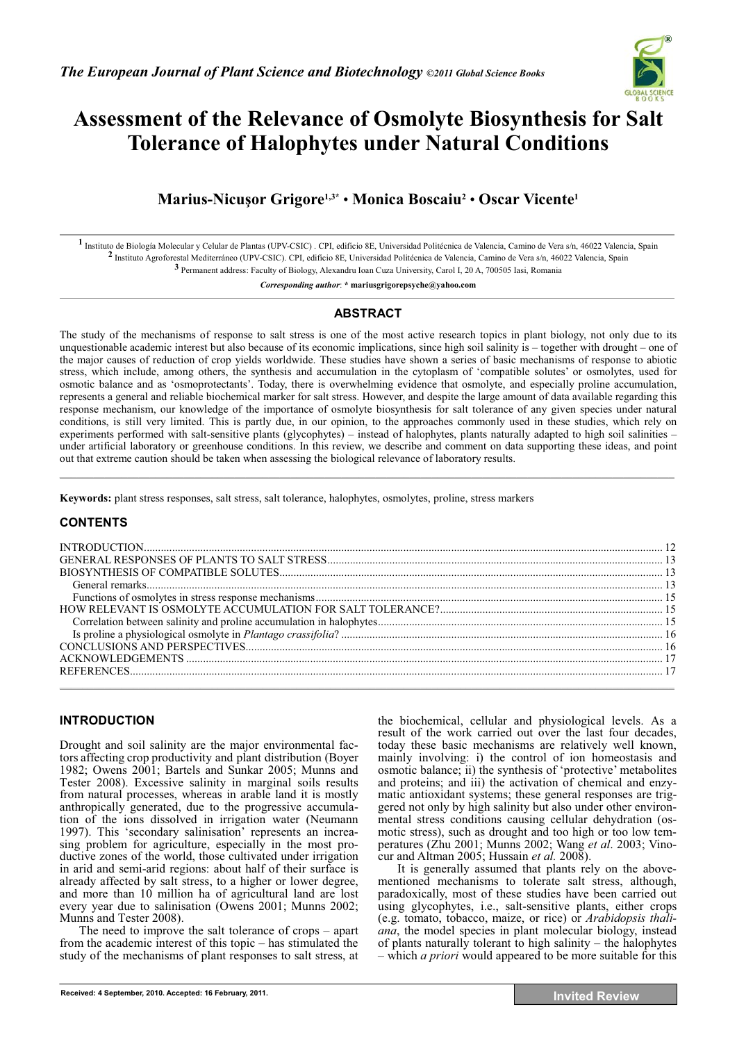# Assessment of the Relevance of Osmolyte Biosynthesis for Salt Tolerance of Halophytes under Natural Conditions

**Marius-Nicuşor Grigore[1,3*] • Monica Boscaiu[2] • Oscar Vicente[1]**

[1] Instituto de Biología Molecular y Celular de Plantas (UPV-CSIC) . CPI, edificio 8E, Universidad Politécnica de Valencia, Camino de Vera s/n, 46022 Valencia, Spain
[2] Instituto Agroforestal Mediterráneo (UPV-CSIC). CPI, edificio 8E, Universidad Politécnica de Valencia, Camino de Vera s/n, 46022 Valencia, Spain
[3] Permanent address: Faculty of Biology, Alexandru Ioan Cuza University, Carol I, 20 A, 700505 Iasi, Romania

*Corresponding author*: * **mariusgrigorepsyche@yahoo.com**

## ABSTRACT

The study of the mechanisms of response to salt stress is one of the most active research topics in plant biology, not only due to its unquestionable academic interest but also because of its economic implications, since high soil salinity is – together with drought – one of the major causes of reduction of crop yields worldwide. These studies have shown a series of basic mechanisms of response to abiotic stress, which include, among others, the synthesis and accumulation in the cytoplasm of 'compatible solutes' or osmolytes, used for osmotic balance and as 'osmoprotectants'. Today, there is overwhelming evidence that osmolyte, and especially proline accumulation, represents a general and reliable biochemical marker for salt stress. However, and despite the large amount of data available regarding this response mechanism, our knowledge of the importance of osmolyte biosynthesis for salt tolerance of any given species under natural conditions, is still very limited. This is partly due, in our opinion, to the approaches commonly used in these studies, which rely on experiments performed with salt-sensitive plants (glycophytes) – instead of halophytes, plants naturally adapted to high soil salinities – under artificial laboratory or greenhouse conditions. In this review, we describe and comment on data supporting these ideas, and point out that extreme caution should be taken when assessing the biological relevance of laboratory results.

**Keywords:** plant stress responses, salt stress, salt tolerance, halophytes, osmolytes, proline, stress markers

## CONTENTS

INTRODUCTION ..... 12
GENERAL RESPONSES OF PLANTS TO SALT STRESS ..... 13
BIOSYNTHESIS OF COMPATIBLE SOLUTES ..... 13
- General remarks ..... 13
- Functions of osmolytes in stress response mechanisms ..... 15

HOW RELEVANT IS OSMOLYTE ACCUMULATION FOR SALT TOLERANCE? ..... 15
- Correlation between salinity and proline accumulation in halophytes ..... 15
- Is proline a physiological osmolyte in *Plantago crassifolia*? ..... 16

CONCLUSIONS AND PERSPECTIVES ..... 16
ACKNOWLEDGEMENTS ..... 17
REFERENCES ..... 17

## INTRODUCTION

Drought and soil salinity are the major environmental factors affecting crop productivity and plant distribution (Boyer 1982; Owens 2001; Bartels and Sunkar 2005; Munns and Tester 2008). Excessive salinity in marginal soils results from natural processes, whereas in arable land it is mostly anthropically generated, due to the progressive accumulation of the ions dissolved in irrigation water (Neumann 1997). This 'secondary salinisation' represents an increasing problem for agriculture, especially in the most productive zones of the world, those cultivated under irrigation in arid and semi-arid regions: about half of their surface is already affected by salt stress, to a higher or lower degree, and more than 10 million ha of agricultural land are lost every year due to salinisation (Owens 2001; Munns 2002; Munns and Tester 2008).

The need to improve the salt tolerance of crops – apart from the academic interest of this topic – has stimulated the study of the mechanisms of plant responses to salt stress, at the biochemical, cellular and physiological levels. As a result of the work carried out over the last four decades, today these basic mechanisms are relatively well known, mainly involving: i) the control of ion homeostasis and osmotic balance; ii) the synthesis of 'protective' metabolites and proteins; and iii) the activation of chemical and enzymatic antioxidant systems; these general responses are triggered not only by high salinity but also under other environmental stress conditions causing cellular dehydration (osmotic stress), such as drought and too high or too low temperatures (Zhu 2001; Munns 2002; Wang *et al*. 2003; Vinocur and Altman 2005; Hussain *et al.* 2008).

It is generally assumed that plants rely on the above-mentioned mechanisms to tolerate salt stress, although, paradoxically, most of these studies have been carried out using glycophytes, i.e., salt-sensitive plants, either crops (e.g. tomato, tobacco, maize, or rice) or *Arabidopsis thaliana*, the model species in plant molecular biology, instead of plants naturally tolerant to high salinity – the halophytes – which *a priori* would appeared to be more suitable for this

Received: 4 September, 2010. Accepted: 16 February, 2011.

**Invited Review**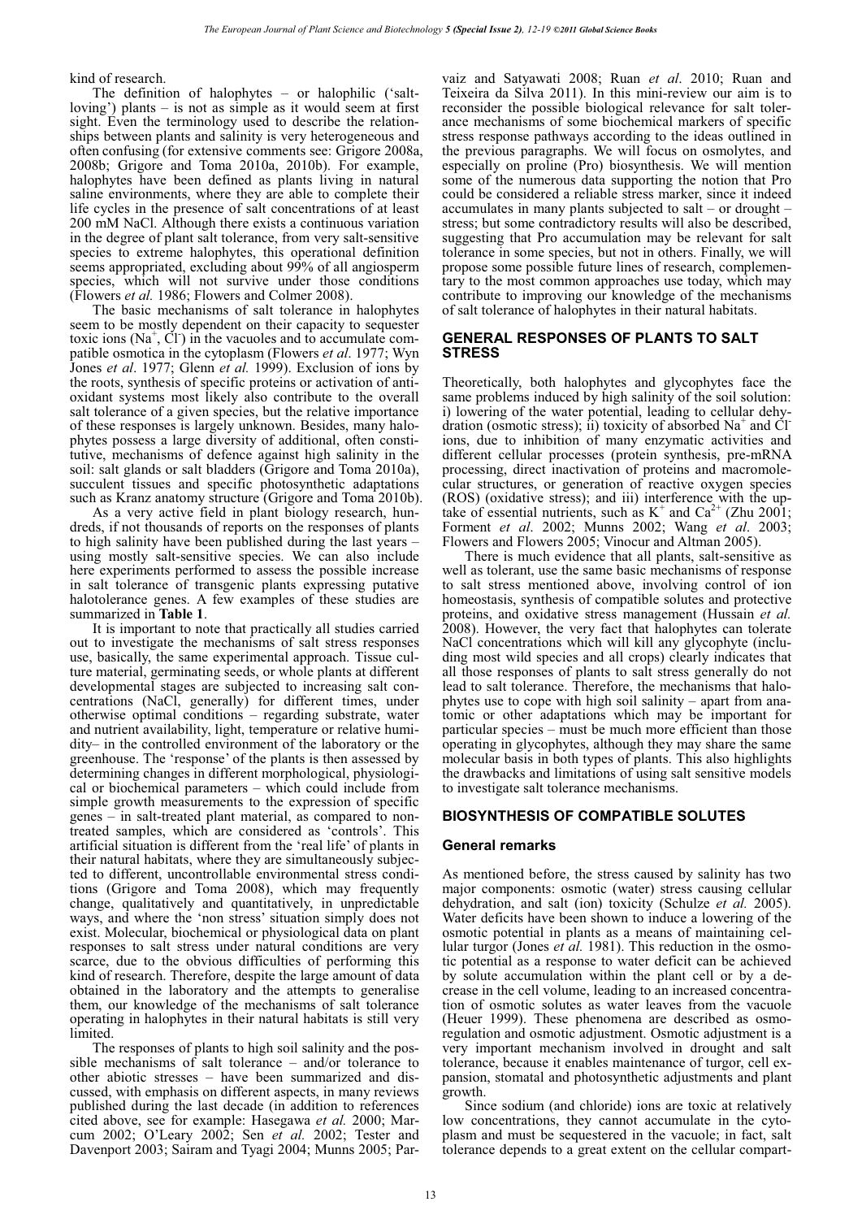kind of research.

The definition of halophytes – or halophilic ('salt-loving') plants – is not as simple as it would seem at first sight. Even the terminology used to describe the relationships between plants and salinity is very heterogeneous and often confusing (for extensive comments see: Grigore 2008a, 2008b; Grigore and Toma 2010a, 2010b). For example, halophytes have been defined as plants living in natural saline environments, where they are able to complete their life cycles in the presence of salt concentrations of at least 200 mM NaCl. Although there exists a continuous variation in the degree of plant salt tolerance, from very salt-sensitive species to extreme halophytes, this operational definition seems appropriated, excluding about 99% of all angiosperm species, which will not survive under those conditions (Flowers *et al.* 1986; Flowers and Colmer 2008).

The basic mechanisms of salt tolerance in halophytes seem to be mostly dependent on their capacity to sequester toxic ions ($Na^+$, $Cl^-$) in the vacuoles and to accumulate compatible osmotica in the cytoplasm (Flowers *et al*. 1977; Wyn Jones *et al*. 1977; Glenn *et al.* 1999). Exclusion of ions by the roots, synthesis of specific proteins or activation of antioxidant systems most likely also contribute to the overall salt tolerance of a given species, but the relative importance of these responses is largely unknown. Besides, many halophytes possess a large diversity of additional, often constitutive, mechanisms of defence against high salinity in the soil: salt glands or salt bladders (Grigore and Toma 2010a), succulent tissues and specific photosynthetic adaptations such as Kranz anatomy structure (Grigore and Toma 2010b).

As a very active field in plant biology research, hundreds, if not thousands of reports on the responses of plants to high salinity have been published during the last years – using mostly salt-sensitive species. We can also include here experiments performed to assess the possible increase in salt tolerance of transgenic plants expressing putative halotolerance genes. A few examples of these studies are summarized in **Table 1**.

It is important to note that practically all studies carried out to investigate the mechanisms of salt stress responses use, basically, the same experimental approach. Tissue culture material, germinating seeds, or whole plants at different developmental stages are subjected to increasing salt concentrations (NaCl, generally) for different times, under otherwise optimal conditions – regarding substrate, water and nutrient availability, light, temperature or relative humidity– in the controlled environment of the laboratory or the greenhouse. The 'response' of the plants is then assessed by determining changes in different morphological, physiological or biochemical parameters – which could include from simple growth measurements to the expression of specific genes – in salt-treated plant material, as compared to non-treated samples, which are considered as 'controls'. This artificial situation is different from the 'real life' of plants in their natural habitats, where they are simultaneously subjected to different, uncontrollable environmental stress conditions (Grigore and Toma 2008), which may frequently change, qualitatively and quantitatively, in unpredictable ways, and where the 'non stress' situation simply does not exist. Molecular, biochemical or physiological data on plant responses to salt stress under natural conditions are very scarce, due to the obvious difficulties of performing this kind of research. Therefore, despite the large amount of data obtained in the laboratory and the attempts to generalise them, our knowledge of the mechanisms of salt tolerance operating in halophytes in their natural habitats is still very limited.

The responses of plants to high soil salinity and the possible mechanisms of salt tolerance – and/or tolerance to other abiotic stresses – have been summarized and discussed, with emphasis on different aspects, in many reviews published during the last decade (in addition to references cited above, see for example: Hasegawa *et al.* 2000; Marcum 2002; O'Leary 2002; Sen *et al.* 2002; Tester and Davenport 2003; Sairam and Tyagi 2004; Munns 2005; Parvaiz and Satyawati 2008; Ruan *et al*. 2010; Ruan and Teixeira da Silva 2011). In this mini-review our aim is to reconsider the possible biological relevance for salt tolerance mechanisms of some biochemical markers of specific stress response pathways according to the ideas outlined in the previous paragraphs. We will focus on osmolytes, and especially on proline (Pro) biosynthesis. We will mention some of the numerous data supporting the notion that Pro could be considered a reliable stress marker, since it indeed accumulates in many plants subjected to salt – or drought – stress; but some contradictory results will also be described, suggesting that Pro accumulation may be relevant for salt tolerance in some species, but not in others. Finally, we will propose some possible future lines of research, complementary to the most common approaches use today, which may contribute to improving our knowledge of the mechanisms of salt tolerance of halophytes in their natural habitats.

## GENERAL RESPONSES OF PLANTS TO SALT STRESS

Theoretically, both halophytes and glycophytes face the same problems induced by high salinity of the soil solution: i) lowering of the water potential, leading to cellular dehydration (osmotic stress); ii) toxicity of absorbed $Na^+$ and $Cl^-$ ions, due to inhibition of many enzymatic activities and different cellular processes (protein synthesis, pre-mRNA processing, direct inactivation of proteins and macromolecular structures, or generation of reactive oxygen species (ROS) (oxidative stress); and iii) interference with the uptake of essential nutrients, such as $K^+$ and $Ca^{2+}$ (Zhu 2001; Forment *et al*. 2002; Munns 2002; Wang *et al*. 2003; Flowers and Flowers 2005; Vinocur and Altman 2005).

There is much evidence that all plants, salt-sensitive as well as tolerant, use the same basic mechanisms of response to salt stress mentioned above, involving control of ion homeostasis, synthesis of compatible solutes and protective proteins, and oxidative stress management (Hussain *et al.* 2008). However, the very fact that halophytes can tolerate NaCl concentrations which will kill any glycophyte (including most wild species and all crops) clearly indicates that all those responses of plants to salt stress generally do not lead to salt tolerance. Therefore, the mechanisms that halophytes use to cope with high soil salinity – apart from anatomic or other adaptations which may be important for particular species – must be much more efficient than those operating in glycophytes, although they may share the same molecular basis in both types of plants. This also highlights the drawbacks and limitations of using salt sensitive models to investigate salt tolerance mechanisms.

## BIOSYNTHESIS OF COMPATIBLE SOLUTES

### General remarks

As mentioned before, the stress caused by salinity has two major components: osmotic (water) stress causing cellular dehydration, and salt (ion) toxicity (Schulze *et al.* 2005). Water deficits have been shown to induce a lowering of the osmotic potential in plants as a means of maintaining cellular turgor (Jones *et al.* 1981). This reduction in the osmotic potential as a response to water deficit can be achieved by solute accumulation within the plant cell or by a decrease in the cell volume, leading to an increased concentration of osmotic solutes as water leaves from the vacuole (Heuer 1999). These phenomena are described as osmoregulation and osmotic adjustment. Osmotic adjustment is a very important mechanism involved in drought and salt tolerance, because it enables maintenance of turgor, cell expansion, stomatal and photosynthetic adjustments and plant growth.

Since sodium (and chloride) ions are toxic at relatively low concentrations, they cannot accumulate in the cytoplasm and must be sequestered in the vacuole; in fact, salt tolerance depends to a great extent on the cellular compart-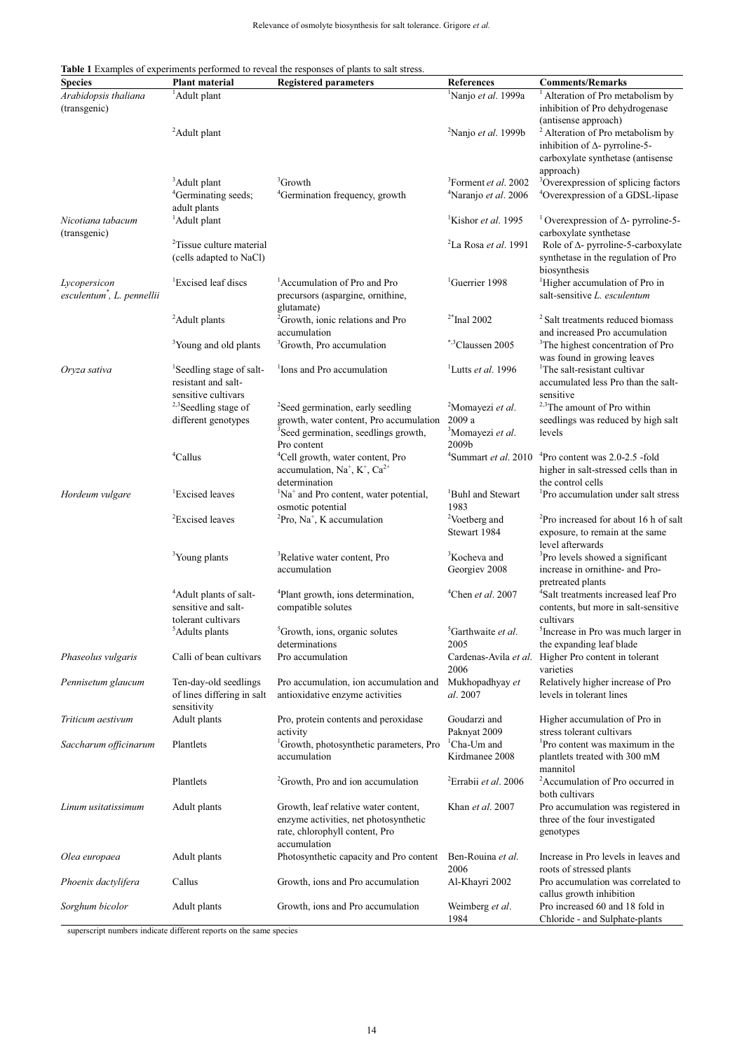**Table 1** Examples of experiments performed to reveal the responses of plants to salt stress.

| Species | Plant material | Registered parameters | References | Comments/Remarks |
|---|---|---|---|---|
| *Arabidopsis thaliana* (transgenic) | [1]Adult plant | | [1]Nanjo *et al*. 1999a | [1] Alteration of Pro metabolism by inhibition of Pro dehydrogenase (antisense approach) |
| | [2]Adult plant | | [2]Nanjo *et al*. 1999b | [2] Alteration of Pro metabolism by inhibition of Δ- pyrroline-5-carboxylate synthetase (antisense approach) |
| | [3]Adult plant | [3]Growth | [3]Forment *et al*. 2002 | [3]Overexpression of splicing factors |
| | [4]Germinating seeds; adult plants | [4]Germination frequency, growth | [4]Naranjo *et al*. 2006 | [4]Overexpression of a GDSL-lipase |
| *Nicotiana tabacum* (transgenic) | [1]Adult plant | | [1]Kishor *et al*. 1995 | [1] Overexpression of Δ- pyrroline-5-carboxylate synthetase |
| | [2]Tissue culture material (cells adapted to NaCl) | | [2]La Rosa *et al*. 1991 | Role of Δ- pyrroline-5-carboxylate synthetase in the regulation of Pro biosynthesis |
| *Lycopersicon esculentum*[*], *L. pennellii* | [1]Excised leaf discs | [1]Accumulation of Pro and Pro precursors (aspargine, ornithine, glutamate) | [1]Guerrier 1998 | [1]Higher accumulation of Pro in salt-sensitive *L. esculentum* |
| | [2]Adult plants | [2]Growth, ionic relations and Pro accumulation | [2*]Inal 2002 | [2] Salt treatments reduced biomass and increased Pro accumulation |
| | [3]Young and old plants | [3]Growth, Pro accumulation | [*,3]Claussen 2005 | [3]The highest concentration of Pro was found in growing leaves |
| *Oryza sativa* | [1]Seedling stage of salt-resistant and salt-sensitive cultivars | [1]Ions and Pro accumulation | [1]Lutts *et al*. 1996 | [1]The salt-resistant cultivar accumulated less Pro than the salt-sensitive |
| | [2,3]Seedling stage of different genotypes | [2]Seed germination, early seedling growth, water content, Pro accumulation [3]Seed germination, seedlings growth, Pro content | [2]Momayezi *et al*. 2009 a [3]Momayezi *et al*. 2009b | [2,3]The amount of Pro within seedlings was reduced by high salt levels |
| | [4]Callus | [4]Cell growth, water content, Pro accumulation, $Na^{+}$, $K^{+}$, $Ca^{2+}$ determination | [4]Summart *et al*. 2010 | [4]Pro content was 2.0-2.5 -fold higher in salt-stressed cells than in the control cells |
| *Hordeum vulgare* | [1]Excised leaves | [1]$Na^{+}$ and Pro content, water potential, osmotic potential | [1]Buhl and Stewart 1983 | [1]Pro accumulation under salt stress |
| | [2]Excised leaves | [2]Pro, $Na^{+}$, K accumulation | [2]Voetberg and Stewart 1984 | [2]Pro increased for about 16 h of salt exposure, to remain at the same level afterwards |
| | [3]Young plants | [3]Relative water content, Pro accumulation | [3]Kocheva and Georgiev 2008 | [3]Pro levels showed a significant increase in ornithine- and Pro-pretreated plants |
| | [4]Adult plants of salt-sensitive and salt-tolerant cultivars | [4]Plant growth, ions determination, compatible solutes | [4]Chen *et al*. 2007 | [4]Salt treatments increased leaf Pro contents, but more in salt-sensitive cultivars |
| | [5]Adults plants | [5]Growth, ions, organic solutes determinations | [5]Garthwaite *et al*. 2005 | [5]Increase in Pro was much larger in the expanding leaf blade |
| *Phaseolus vulgaris* | Calli of bean cultivars | Pro accumulation | Cardenas-Avila *et al*. 2006 | Higher Pro content in tolerant varieties |
| *Pennisetum glaucum* | Ten-day-old seedlings of lines differing in salt sensitivity | Pro accumulation, ion accumulation and antioxidative enzyme activities | Mukhopadhyay *et al*. 2007 | Relatively higher increase of Pro levels in tolerant lines |
| *Triticum aestivum* | Adult plants | Pro, protein contents and peroxidase activity | Goudarzi and Paknyat 2009 | Higher accumulation of Pro in stress tolerant cultivars |
| *Saccharum officinarum* | Plantlets | [1]Growth, photosynthetic parameters, Pro accumulation | [1]Cha-Um and Kirdmanee 2008 | [1]Pro content was maximum in the plantlets treated with 300 mM mannitol |
| | Plantlets | [2]Growth, Pro and ion accumulation | [2]Errabii *et al*. 2006 | [2]Accumulation of Pro occurred in both cultivars |
| *Linum usitatissimum* | Adult plants | Growth, leaf relative water content, enzyme activities, net photosynthetic rate, chlorophyll content, Pro accumulation | Khan *et al*. 2007 | Pro accumulation was registered in three of the four investigated genotypes |
| *Olea europaea* | Adult plants | Photosynthetic capacity and Pro content | Ben-Rouina *et al*. 2006 | Increase in Pro levels in leaves and roots of stressed plants |
| *Phoenix dactylifera* | Callus | Growth, ions and Pro accumulation | Al-Khayri 2002 | Pro accumulation was correlated to callus growth inhibition |
| *Sorghum bicolor* | Adult plants | Growth, ions and Pro accumulation | Weimberg *et al*. 1984 | Pro increased 60 and 18 fold in Chloride - and Sulphate-plants |

superscript numbers indicate different reports on the same species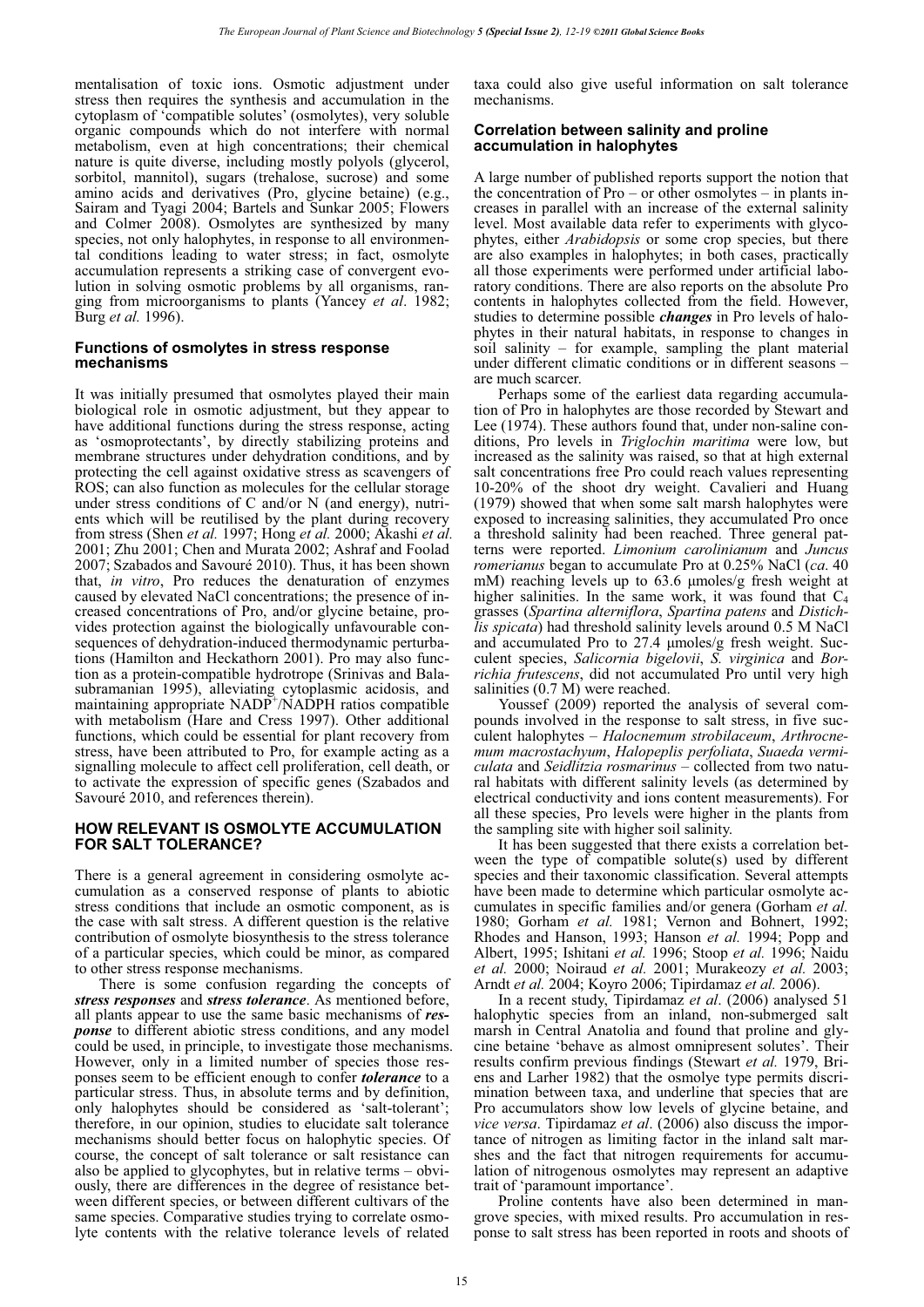mentalisation of toxic ions. Osmotic adjustment under stress then requires the synthesis and accumulation in the cytoplasm of 'compatible solutes' (osmolytes), very soluble organic compounds which do not interfere with normal metabolism, even at high concentrations; their chemical nature is quite diverse, including mostly polyols (glycerol, sorbitol, mannitol), sugars (trehalose, sucrose) and some amino acids and derivatives (Pro, glycine betaine) (e.g., Sairam and Tyagi 2004; Bartels and Sunkar 2005; Flowers and Colmer 2008). Osmolytes are synthesized by many species, not only halophytes, in response to all environmental conditions leading to water stress; in fact, osmolyte accumulation represents a striking case of convergent evolution in solving osmotic problems by all organisms, ranging from microorganisms to plants (Yancey *et al*. 1982; Burg *et al.* 1996).

### Functions of osmolytes in stress response mechanisms

It was initially presumed that osmolytes played their main biological role in osmotic adjustment, but they appear to have additional functions during the stress response, acting as 'osmoprotectants', by directly stabilizing proteins and membrane structures under dehydration conditions, and by protecting the cell against oxidative stress as scavengers of ROS; can also function as molecules for the cellular storage under stress conditions of C and/or N (and energy), nutrients which will be reutilised by the plant during recovery from stress (Shen *et al.* 1997; Hong *et al.* 2000; Akashi *et al.* 2001; Zhu 2001; Chen and Murata 2002; Ashraf and Foolad 2007; Szabados and Savouré 2010). Thus, it has been shown that, *in vitro*, Pro reduces the denaturation of enzymes caused by elevated NaCl concentrations; the presence of increased concentrations of Pro, and/or glycine betaine, provides protection against the biologically unfavourable consequences of dehydration-induced thermodynamic perturbations (Hamilton and Heckathorn 2001). Pro may also function as a protein-compatible hydrotrope (Srinivas and Balasubramanian 1995), alleviating cytoplasmic acidosis, and maintaining appropriate $NADP^+/NADPH$ ratios compatible with metabolism (Hare and Cress 1997). Other additional functions, which could be essential for plant recovery from stress, have been attributed to Pro, for example acting as a signalling molecule to affect cell proliferation, cell death, or to activate the expression of specific genes (Szabados and Savouré 2010, and references therein).

## HOW RELEVANT IS OSMOLYTE ACCUMULATION FOR SALT TOLERANCE?

There is a general agreement in considering osmolyte accumulation as a conserved response of plants to abiotic stress conditions that include an osmotic component, as is the case with salt stress. A different question is the relative contribution of osmolyte biosynthesis to the stress tolerance of a particular species, which could be minor, as compared to other stress response mechanisms.

There is some confusion regarding the concepts of ***stress responses*** and ***stress tolerance***. As mentioned before, all plants appear to use the same basic mechanisms of ***response*** to different abiotic stress conditions, and any model could be used, in principle, to investigate those mechanisms. However, only in a limited number of species those responses seem to be efficient enough to confer ***tolerance*** to a particular stress. Thus, in absolute terms and by definition, only halophytes should be considered as 'salt-tolerant'; therefore, in our opinion, studies to elucidate salt tolerance mechanisms should better focus on halophytic species. Of course, the concept of salt tolerance or salt resistance can also be applied to glycophytes, but in relative terms – obviously, there are differences in the degree of resistance between different species, or between different cultivars of the same species. Comparative studies trying to correlate osmolyte contents with the relative tolerance levels of related taxa could also give useful information on salt tolerance mechanisms.

### Correlation between salinity and proline accumulation in halophytes

A large number of published reports support the notion that the concentration of Pro – or other osmolytes – in plants increases in parallel with an increase of the external salinity level. Most available data refer to experiments with glycophytes, either *Arabidopsis* or some crop species, but there are also examples in halophytes; in both cases, practically all those experiments were performed under artificial laboratory conditions. There are also reports on the absolute Pro contents in halophytes collected from the field. However, studies to determine possible ***changes*** in Pro levels of halophytes in their natural habitats, in response to changes in soil salinity – for example, sampling the plant material under different climatic conditions or in different seasons – are much scarcer.

Perhaps some of the earliest data regarding accumulation of Pro in halophytes are those recorded by Stewart and Lee (1974). These authors found that, under non-saline conditions, Pro levels in *Triglochin maritima* were low, but increased as the salinity was raised, so that at high external salt concentrations free Pro could reach values representing 10-20% of the shoot dry weight. Cavalieri and Huang (1979) showed that when some salt marsh halophytes were exposed to increasing salinities, they accumulated Pro once a threshold salinity had been reached. Three general patterns were reported. *Limonium carolinianum* and *Juncus romerianus* began to accumulate Pro at 0.25% NaCl (*ca*. 40 mM) reaching levels up to 63.6 μmoles/g fresh weight at higher salinities. In the same work, it was found that $C_4$ grasses (*Spartina alterniflora*, *Spartina patens* and *Distichlis spicata*) had threshold salinity levels around 0.5 M NaCl and accumulated Pro to 27.4 μmoles/g fresh weight. Succulent species, *Salicornia bigelovii*, *S. virginica* and *Borrichia frutescens*, did not accumulated Pro until very high salinities (0.7 M) were reached.

Youssef (2009) reported the analysis of several compounds involved in the response to salt stress, in five succulent halophytes – *Halocnemum strobilaceum*, *Arthrocnemum macrostachyum*, *Halopeplis perfoliata*, *Suaeda vermiculata* and *Seidlitzia rosmarinus* – collected from two natural habitats with different salinity levels (as determined by electrical conductivity and ions content measurements). For all these species, Pro levels were higher in the plants from the sampling site with higher soil salinity.

It has been suggested that there exists a correlation between the type of compatible solute(s) used by different species and their taxonomic classification. Several attempts have been made to determine which particular osmolyte accumulates in specific families and/or genera (Gorham *et al.* 1980; Gorham *et al.* 1981; Vernon and Bohnert, 1992; Rhodes and Hanson, 1993; Hanson *et al.* 1994; Popp and Albert, 1995; Ishitani *et al.* 1996; Stoop *et al.* 1996; Naidu *et al.* 2000; Noiraud *et al.* 2001; Murakeozy *et al.* 2003; Arndt *et al.* 2004; Koyro 2006; Tipirdamaz *et al.* 2006).

In a recent study, Tipirdamaz *et al*. (2006) analysed 51 halophytic species from an inland, non-submerged salt marsh in Central Anatolia and found that proline and glycine betaine 'behave as almost omnipresent solutes'. Their results confirm previous findings (Stewart *et al.* 1979, Briens and Larher 1982) that the osmolyte type permits discrimination between taxa, and underline that species that are Pro accumulators show low levels of glycine betaine, and *vice versa*. Tipirdamaz *et al*. (2006) also discuss the importance of nitrogen as limiting factor in the inland salt marshes and the fact that nitrogen requirements for accumulation of nitrogenous osmolytes may represent an adaptive trait of 'paramount importance'.

Proline contents have also been determined in mangrove species, with mixed results. Pro accumulation in response to salt stress has been reported in roots and shoots of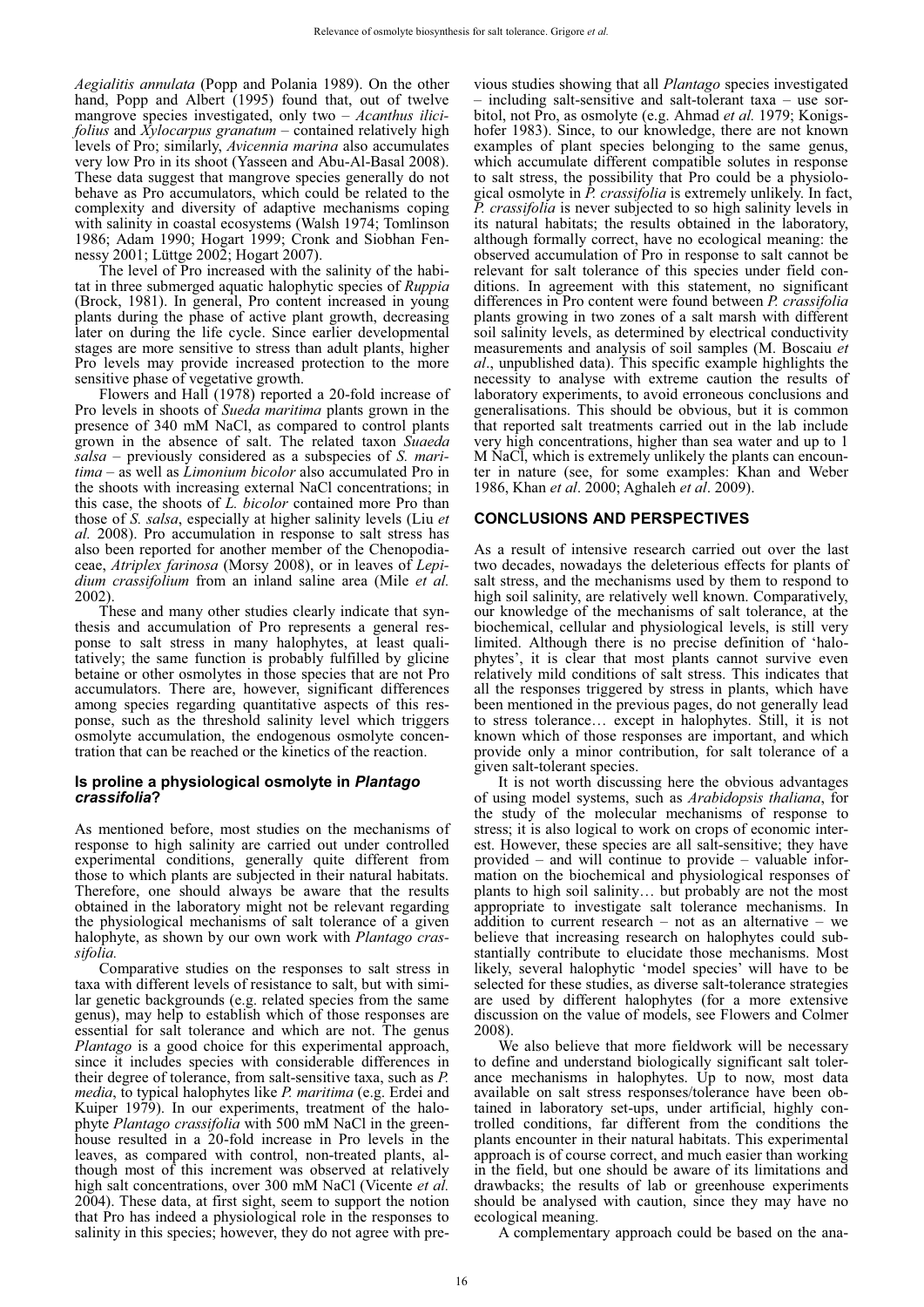*Aegialitis annulata* (Popp and Polania 1989). On the other hand, Popp and Albert (1995) found that, out of twelve mangrove species investigated, only two – *Acanthus ilicifolius* and *Xylocarpus granatum* – contained relatively high levels of Pro; similarly, *Avicennia marina* also accumulates very low Pro in its shoot (Yasseen and Abu-Al-Basal 2008). These data suggest that mangrove species generally do not behave as Pro accumulators, which could be related to the complexity and diversity of adaptive mechanisms coping with salinity in coastal ecosystems (Walsh 1974; Tomlinson 1986; Adam 1990; Hogart 1999; Cronk and Siobhan Fennessy 2001; Lüttge 2002; Hogart 2007).

The level of Pro increased with the salinity of the habitat in three submerged aquatic halophytic species of *Ruppia* (Brock, 1981). In general, Pro content increased in young plants during the phase of active plant growth, decreasing later on during the life cycle. Since earlier developmental stages are more sensitive to stress than adult plants, higher Pro levels may provide increased protection to the more sensitive phase of vegetative growth.

Flowers and Hall (1978) reported a 20-fold increase of Pro levels in shoots of *Sueda maritima* plants grown in the presence of 340 mM NaCl, as compared to control plants grown in the absence of salt. The related taxon *Suaeda salsa* – previously considered as a subspecies of *S. maritima* – as well as *Limonium bicolor* also accumulated Pro in the shoots with increasing external NaCl concentrations; in this case, the shoots of *L. bicolor* contained more Pro than those of *S. salsa*, especially at higher salinity levels (Liu *et al.* 2008). Pro accumulation in response to salt stress has also been reported for another member of the Chenopodiaceae, *Atriplex farinosa* (Morsy 2008), or in leaves of *Lepidium crassifolium* from an inland saline area (Mile *et al.* 2002).

These and many other studies clearly indicate that synthesis and accumulation of Pro represents a general response to salt stress in many halophytes, at least qualitatively; the same function is probably fulfilled by glicine betaine or other osmolytes in those species that are not Pro accumulators. There are, however, significant differences among species regarding quantitative aspects of this response, such as the threshold salinity level which triggers osmolyte accumulation, the endogenous osmolyte concentration that can be reached or the kinetics of the reaction.

### Is proline a physiological osmolyte in *Plantago crassifolia*?

As mentioned before, most studies on the mechanisms of response to high salinity are carried out under controlled experimental conditions, generally quite different from those to which plants are subjected in their natural habitats. Therefore, one should always be aware that the results obtained in the laboratory might not be relevant regarding the physiological mechanisms of salt tolerance of a given halophyte, as shown by our own work with *Plantago crassifolia.*

Comparative studies on the responses to salt stress in taxa with different levels of resistance to salt, but with similar genetic backgrounds (e.g. related species from the same genus), may help to establish which of those responses are essential for salt tolerance and which are not. The genus *Plantago* is a good choice for this experimental approach, since it includes species with considerable differences in their degree of tolerance, from salt-sensitive taxa, such as *P. media*, to typical halophytes like *P. maritima* (e.g. Erdei and Kuiper 1979). In our experiments, treatment of the halophyte *Plantago crassifolia* with 500 mM NaCl in the greenhouse resulted in a 20-fold increase in Pro levels in the leaves, as compared with control, non-treated plants, although most of this increment was observed at relatively high salt concentrations, over 300 mM NaCl (Vicente *et al.* 2004). These data, at first sight, seem to support the notion that Pro has indeed a physiological role in the responses to salinity in this species; however, they do not agree with previous studies showing that all *Plantago* species investigated – including salt-sensitive and salt-tolerant taxa – use sorbitol, not Pro, as osmolyte (e.g. Ahmad *et al.* 1979; Konigshofer 1983). Since, to our knowledge, there are not known examples of plant species belonging to the same genus, which accumulate different compatible solutes in response to salt stress, the possibility that Pro could be a physiological osmolyte in *P. crassifolia* is extremely unlikely. In fact, *P. crassifolia* is never subjected to so high salinity levels in its natural habitats; the results obtained in the laboratory, although formally correct, have no ecological meaning: the observed accumulation of Pro in response to salt cannot be relevant for salt tolerance of this species under field conditions. In agreement with this statement, no significant differences in Pro content were found between *P. crassifolia* plants growing in two zones of a salt marsh with different soil salinity levels, as determined by electrical conductivity measurements and analysis of soil samples (M. Boscaiu *et al*., unpublished data). This specific example highlights the necessity to analyse with extreme caution the results of laboratory experiments, to avoid erroneous conclusions and generalisations. This should be obvious, but it is common that reported salt treatments carried out in the lab include very high concentrations, higher than sea water and up to 1 M NaCl, which is extremely unlikely the plants can encounter in nature (see, for some examples: Khan and Weber 1986, Khan *et al*. 2000; Aghaleh *et al*. 2009).

## CONCLUSIONS AND PERSPECTIVES

As a result of intensive research carried out over the last two decades, nowadays the deleterious effects for plants of salt stress, and the mechanisms used by them to respond to high soil salinity, are relatively well known. Comparatively, our knowledge of the mechanisms of salt tolerance, at the biochemical, cellular and physiological levels, is still very limited. Although there is no precise definition of 'halophytes', it is clear that most plants cannot survive even relatively mild conditions of salt stress. This indicates that all the responses triggered by stress in plants, which have been mentioned in the previous pages, do not generally lead to stress tolerance… except in halophytes. Still, it is not known which of those responses are important, and which provide only a minor contribution, for salt tolerance of a given salt-tolerant species.

It is not worth discussing here the obvious advantages of using model systems, such as *Arabidopsis thaliana*, for the study of the molecular mechanisms of response to stress; it is also logical to work on crops of economic interest. However, these species are all salt-sensitive; they have provided – and will continue to provide – valuable information on the biochemical and physiological responses of plants to high soil salinity… but probably are not the most appropriate to investigate salt tolerance mechanisms. In addition to current research – not as an alternative – we believe that increasing research on halophytes could substantially contribute to elucidate those mechanisms. Most likely, several halophytic 'model species' will have to be selected for these studies, as diverse salt-tolerance strategies are used by different halophytes (for a more extensive discussion on the value of models, see Flowers and Colmer 2008).

We also believe that more fieldwork will be necessary to define and understand biologically significant salt tolerance mechanisms in halophytes. Up to now, most data available on salt stress responses/tolerance have been obtained in laboratory set-ups, under artificial, highly controlled conditions, far different from the conditions the plants encounter in their natural habitats. This experimental approach is of course correct, and much easier than working in the field, but one should be aware of its limitations and drawbacks; the results of lab or greenhouse experiments should be analysed with caution, since they may have no ecological meaning.

A complementary approach could be based on the ana-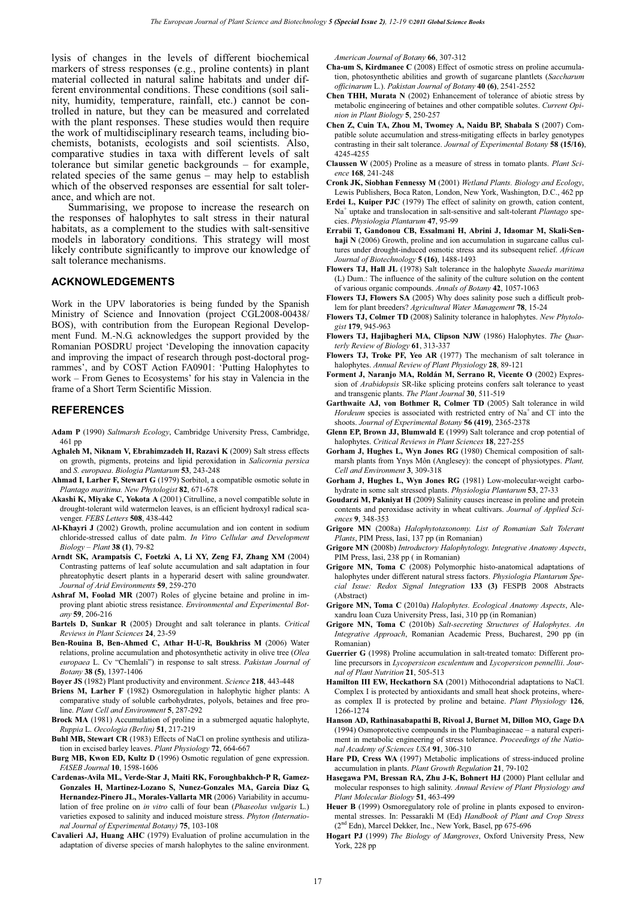lysis of changes in the levels of different biochemical markers of stress responses (e.g., proline contents) in plant material collected in natural saline habitats and under different environmental conditions. These conditions (soil salinity, humidity, temperature, rainfall, etc.) cannot be controlled in nature, but they can be measured and correlated with the plant responses. These studies would then require the work of multidisciplinary research teams, including biochemists, botanists, ecologists and soil scientists. Also, comparative studies in taxa with different levels of salt tolerance but similar genetic backgrounds – for example, related species of the same genus – may help to establish which of the observed responses are essential for salt tolerance, and which are not.

Summarising, we propose to increase the research on the responses of halophytes to salt stress in their natural habitats, as a complement to the studies with salt-sensitive models in laboratory conditions. This strategy will most likely contribute significantly to improve our knowledge of salt tolerance mechanisms.

## ACKNOWLEDGEMENTS

Work in the UPV laboratories is being funded by the Spanish Ministry of Science and Innovation (project CGL2008-00438/BOS), with contribution from the European Regional Development Fund. M.-N.G. acknowledges the support provided by the Romanian POSDRU project 'Developing the innovation capacity and improving the impact of research through post-doctoral programmes', and by COST Action FA0901: 'Putting Halophytes to work – From Genes to Ecosystems' for his stay in Valencia in the frame of a Short Term Scientific Mission.

## REFERENCES

**Adam P** (1990) *Saltmarsh Ecology*, Cambridge University Press, Cambridge, 461 pp

**Aghaleh M, Niknam V, Ebrahimzadeh H, Razavi K** (2009) Salt stress effects on growth, pigments, proteins and lipid peroxidation in *Salicornia persica* and *S. europaea*. *Biologia Plantarum* **53**, 243-248

**Ahmad I, Larher F, Stewart G** (1979) Sorbitol, a compatible osmotic solute in *Plantago maritima*. *New Phytologist* **82**, 671-678

**Akashi K, Miyake C, Yokota A** (2001) Citrulline, a novel compatible solute in drought-tolerant wild watermelon leaves, is an efficient hydroxyl radical scavenger. *FEBS Letters* **508**, 438-442

**Al-Khayri J** (2002) Growth, proline accumulation and ion content in sodium chloride-stressed callus of date palm. *In Vitro Cellular and Development Biology – Plant* **38 (1)**, 79-82

**Arndt SK, Arampatsis C, Foetzki A, Li XY, Zeng FJ, Zhang XM** (2004) Contrasting patterns of leaf solute accumulation and salt adaptation in four phreatophytic desert plants in a hyperarid desert with saline groundwater. *Journal of Arid Environments* **59**, 259-270

**Ashraf M, Foolad MR** (2007) Roles of glycine betaine and proline in improving plant abiotic stress resistance. *Environmental and Experimental Botany* **59**, 206-216

**Bartels D, Sunkar R** (2005) Drought and salt tolerance in plants. *Critical Reviews in Plant Sciences* **24**, 23-59

**Ben-Rouina B, Ben-Ahmed C, Athar H-U-R, Boukhriss M** (2006) Water relations, proline accumulation and photosynthetic activity in olive tree (*Olea europaea* L. Cv "Chemlali") in response to salt stress. *Pakistan Journal of Botany* **38 (5)**, 1397-1406

**Boyer JS** (1982) Plant productivity and environment. *Science* **218**, 443-448

**Briens M, Larher F** (1982) Osmoregulation in halophytic higher plants: A comparative study of soluble carbohydrates, polyols, betaines and free proline. *Plant Cell and Environment* **5**, 287-292

**Brock MA** (1981) Accumulation of proline in a submerged aquatic halophyte, *Ruppia* L. *Oecologia (Berlin)* **51**, 217-219

**Buhl MB, Stewart CR** (1983) Effects of NaCl on proline synthesis and utilization in excised barley leaves. *Plant Physiology* **72**, 664-667

**Burg MB, Kwon ED, Kultz D** (1996) Osmotic regulation of gene expression. *FASEB Journal* **10**, 1598-1606

**Cardenas-Avila ML, Verde-Star J, Maiti RK, Foroughbakhch-P R, Gamez-Gonzales H, Martinez-Lozano S, Nunez-Gonzales MA, Garcia Diaz G, Hernandez-Pinero JL, Morales-Vallarta MR** (2006) Variability in accumulation of free proline on *in vitro* calli of four bean (*Phaseolus vulgaris* L.) varieties exposed to salinity and induced moisture stress. *Phyton (International Journal of Experimental Botany)* **75**, 103-108

**Cavalieri AJ, Huang AHC** (1979) Evaluation of proline accumulation in the adaptation of diverse species of marsh halophytes to the saline environment. *American Journal of Botany* **66**, 307-312

**Cha-um S, Kirdmanee C** (2008) Effect of osmotic stress on proline accumulation, photosynthetic abilities and growth of sugarcane plantlets (*Saccharum officinarum* L.). *Pakistan Journal of Botany* **40 (6)**, 2541-2552

**Chen THH, Murata N** (2002) Enhancement of tolerance of abiotic stress by metabolic engineering of betaines and other compatible solutes. *Current Opinion in Plant Biology* **5**, 250-257

**Chen Z, Cuin TA, Zhou M, Twomey A, Naidu BP, Shabala S** (2007) Compatible solute accumulation and stress-mitigating effects in barley genotypes contrasting in their salt tolerance. *Journal of Experimental Botany* **58 (15/16)**, 4245-4255

**Claussen W** (2005) Proline as a measure of stress in tomato plants. *Plant Science* **168**, 241-248

**Cronk JK, Siobhan Fennessy M** (2001) *Wetland Plants. Biology and Ecology*, Lewis Publishers, Boca Raton, London, New York, Washington, D.C., 462 pp

**Erdei L, Kuiper PJC** (1979) The effect of salinity on growth, cation content, $Na^+$ uptake and translocation in salt-sensitive and salt-tolerant *Plantago* species. *Physiologia Plantarum* **47**, 95-99

**Errabii T, Gandonou CB, Essalmani H, Abrini J, Idaomar M, Skali-Senhaji N** (2006) Growth, proline and ion accumulation in sugarcane callus cultures under drought-induced osmotic stress and its subsequent relief. *African Journal of Biotechnology* **5 (16)**, 1488-1493

**Flowers TJ, Hall JL** (1978) Salt tolerance in the halophyte *Suaeda maritima* (L) Dum.: The influence of the salinity of the culture solution on the content of various organic compounds. *Annals of Botany* **42**, 1057-1063

**Flowers TJ, Flowers SA** (2005) Why does salinity pose such a difficult problem for plant breeders? *Agricultural Water Management* **78**, 15-24

**Flowers TJ, Colmer TD** (2008) Salinity tolerance in halophytes. *New Phytologist* **179**, 945-963

**Flowers TJ, Hajibagheri MA, Clipson NJW** (1986) Halophytes. *The Quarterly Review of Biology* **61**, 313-337

**Flowers TJ, Troke PF, Yeo AR** (1977) The mechanism of salt tolerance in halophytes. *Annual Review of Plant Physiology* **28**, 89-121

**Forment J, Naranjo MA, Roldán M, Serrano R, Vicente O** (2002) Expression of *Arabidopsis* SR-like splicing proteins confers salt tolerance to yeast and transgenic plants. *The Plant Journal* **30**, 511-519

**Garthwaite AJ, von Bothmer R, Colmer TD** (2005) Salt tolerance in wild *Hordeum* species is associated with restricted entry of $Na^+$ and $Cl^-$ into the shoots. *Journal of Experimental Botany* **56 (419)**, 2365-2378

**Glenn EP, Brown JJ, Blumwald E** (1999) Salt tolerance and crop potential of halophytes. *Critical Reviews in Plant Sciences* **18**, 227-255

**Gorham J, Hughes L, Wyn Jones RG** (1980) Chemical composition of saltmarsh plants from Ynys Môn (Anglesey): the concept of physiotypes. *Plant, Cell and Environment* **3**, 309-318

**Gorham J, Hughes L, Wyn Jones RG** (1981) Low-molecular-weight carbohydrate in some salt stressed plants. *Physiologia Plantarum* **53**, 27-33

**Goudarzi M, Pakniyat H** (2009) Salinity causes increase in proline and protein contents and peroxidase activity in wheat cultivars. *Journal of Applied Sciences* **9**, 348-353

**Grigore MN** (2008a) *Halophytotaxonomy. List of Romanian Salt Tolerant Plants*, PIM Press, Iasi, 137 pp (in Romanian)

**Grigore MN** (2008b) *Introductory Halophytology. Integrative Anatomy Aspects*, PIM Press, Iasi, 238 pp ( in Romanian)

**Grigore MN, Toma C** (2008) Polymorphic histo-anatomical adaptations of halophytes under different natural stress factors. *Physiologia Plantarum Special Issue: Redox Signal Integration* **133 (3)** FESPB 2008 Abstracts (Abstract)

**Grigore MN, Toma C** (2010a) *Halophytes. Ecological Anatomy Aspects*, Alexandru Ioan Cuza University Press, Iasi, 310 pp (in Romanian)

**Grigore MN, Toma C** (2010b) *Salt-secreting Structures of Halophytes. An Integrative Approach*, Romanian Academic Press, Bucharest, 290 pp (in Romanian)

**Guerrier G** (1998) Proline accumulation in salt-treated tomato: Different proline precursors in *Lycopersicon esculentum* and *Lycopersicon pennellii*. *Journal of Plant Nutrition* **21**, 505-513

**Hamilton III EW, Heckathorn SA** (2001) Mithocondrial adaptations to NaCl. Complex I is protected by antioxidants and small heat shock proteins, whereas complex II is protected by proline and betaine. *Plant Physiology* **126**, 1266-1274

**Hanson AD, Rathinasabapathi B, Rivoal J, Burnet M, Dillon MO, Gage DA** (1994) Osmoprotective compounds in the Plumbaginaceae – a natural experiment in metabolic engineering of stress tolerance. *Proceedings of the National Academy of Sciences USA* **91**, 306-310

**Hare PD, Cress WA** (1997) Metabolic implications of stress-induced proline accumulation in plants. *Plant Growth Regulation* **21**, 79-102

**Hasegawa PM, Bressan RA, Zhu J-K, Bohnert HJ** (2000) Plant cellular and molecular responses to high salinity. *Annual Review of Plant Physiology and Plant Molecular Biology* **51**, 463-499

**Heuer B** (1999) Osmoregulatory role of proline in plants exposed to environmental stresses. In: Pessarakli M (Ed) *Handbook of Plant and Crop Stress* (2nd Edn), Marcel Dekker, Inc., New York, Basel, pp 675-696

**Hogart PJ** (1999) *The Biology of Mangroves*, Oxford University Press, New York, 228 pp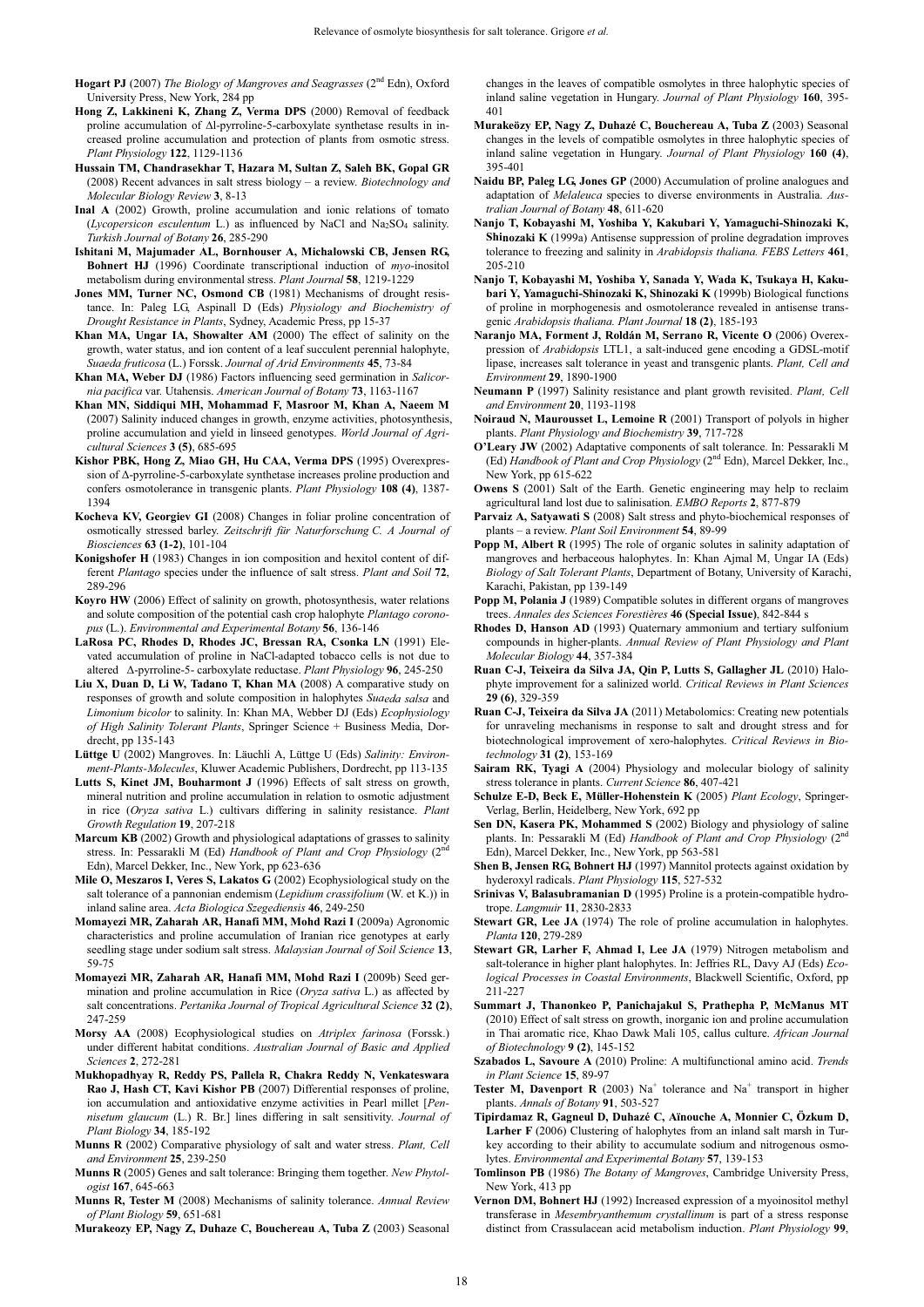**Hogart PJ** (2007) *The Biology of Mangroves and Seagrasses* (2nd Edn), Oxford University Press, New York, 284 pp

**Hong Z, Lakkineni K, Zhang Z, Verma DPS** (2000) Removal of feedback proline accumulation of Δl-pyrroline-5-carboxylate synthetase results in increased proline accumulation and protection of plants from osmotic stress. *Plant Physiology* **122**, 1129-1136

**Hussain TM, Chandrasekhar T, Hazara M, Sultan Z, Saleh BK, Gopal GR** (2008) Recent advances in salt stress biology – a review. *Biotechnology and Molecular Biology Review* **3**, 8-13

**Inal A** (2002) Growth, proline accumulation and ionic relations of tomato (*Lycopersicon esculentum* L.) as influenced by NaCl and $Na_2SO_4$ salinity. *Turkish Journal of Botany* **26**, 285-290

**Ishitani M, Majumader AL, Bornhouser A, Michalowski CB, Jensen RG, Bohnert HJ** (1996) Coordinate transcriptional induction of *myo*-inositol metabolism during environmental stress. *Plant Journal* **58**, 1219-1229

**Jones MM, Turner NC, Osmond CB** (1981) Mechanisms of drought resistance. In: Paleg LG, Aspinall D (Eds) *Physiology and Biochemistry of Drought Resistance in Plants*, Sydney, Academic Press, pp 15-37

**Khan MA, Ungar IA, Showalter AM** (2000) The effect of salinity on the growth, water status, and ion content of a leaf succulent perennial halophyte, *Suaeda fruticosa* (L.) Forssk. *Journal of Arid Environments* **45**, 73-84

**Khan MA, Weber DJ** (1986) Factors influencing seed germination in *Salicornia pacifica* var. Utahensis. *American Journal of Botany* **73**, 1163-1167

**Khan MN, Siddiqui MH, Mohammad F, Masroor M, Khan A, Naeem M** (2007) Salinity induced changes in growth, enzyme activities, photosynthesis, proline accumulation and yield in linseed genotypes. *World Journal of Agricultural Sciences* **3 (5)**, 685-695

**Kishor PBK, Hong Z, Miao GH, Hu CAA, Verma DPS** (1995) Overexpression of Δ-pyrroline-5-carboxylate synthetase increases proline production and confers osmotolerance in transgenic plants. *Plant Physiology* **108 (4)**, 1387-1394

**Kocheva KV, Georgiev GI** (2008) Changes in foliar proline concentration of osmotically stressed barley. *Zeitschrift für Naturforschung C. A Journal of Biosciences* **63 (1-2)**, 101-104

**Konigshofer H** (1983) Changes in ion composition and hexitol content of different *Plantago* species under the influence of salt stress. *Plant and Soil* **72**, 289-296

**Koyro HW** (2006) Effect of salinity on growth, photosynthesis, water relations and solute composition of the potential cash crop halophyte *Plantago coronopus* (L.). *Environmental and Experimental Botany* **56**, 136-146

**LaRosa PC, Rhodes D, Rhodes JC, Bressan RA, Csonka LN** (1991) Elevated accumulation of proline in NaCl-adapted tobacco cells is not due to altered Δ-pyrroline-5- carboxylate reductase. *Plant Physiology* **96**, 245-250

**Liu X, Duan D, Li W, Tadano T, Khan MA** (2008) A comparative study on responses of growth and solute composition in halophytes *Suaeda salsa* and *Limonium bicolor* to salinity. In: Khan MA, Weber DJ (Eds) *Ecophysiology of High Salinity Tolerant Plants*, Springer Science + Business Media, Dordrecht, pp 135-143

**Lüttge U** (2002) Mangroves. In: Läuchli A, Lüttge U (Eds) *Salinity: Environment-Plants-Molecules*, Kluwer Academic Publishers, Dordrecht, pp 113-135

**Lutts S, Kinet JM, Bouharmont J** (1996) Effects of salt stress on growth, mineral nutrition and proline accumulation in relation to osmotic adjustment in rice (*Oryza sativa* L.) cultivars differing in salinity resistance. *Plant Growth Regulation* **19**, 207-218

**Marcum KB** (2002) Growth and physiological adaptations of grasses to salinity stress. In: Pessarakli M (Ed) *Handbook of Plant and Crop Physiology* (2nd Edn), Marcel Dekker, Inc., New York, pp 623-636

**Mile O, Meszaros I, Veres S, Lakatos G** (2002) Ecophysiological study on the salt tolerance of a pannonian endemism (*Lepidium crassifolium* (W. et K.)) in inland saline area. *Acta Biologica Szegediensis* **46**, 249-250

**Momayezi MR, Zaharah AR, Hanafi MM, Mohd Razi I** (2009a) Agronomic characteristics and proline accumulation of Iranian rice genotypes at early seedling stage under sodium salt stress. *Malaysian Journal of Soil Science* **13**, 59-75

**Momayezi MR, Zaharah AR, Hanafi MM, Mohd Razi I** (2009b) Seed germination and proline accumulation in Rice (*Oryza sativa* L.) as affected by salt concentrations. *Pertanika Journal of Tropical Agricultural Science* **32 (2)**, 247-259

**Morsy AA** (2008) Ecophysiological studies on *Atriplex farinosa* (Forssk.) under different habitat conditions. *Australian Journal of Basic and Applied Sciences* **2**, 272-281

**Mukhopadhyay R, Reddy PS, Pallela R, Chakra Reddy N, Venkateswara Rao J, Hash CT, Kavi Kishor PB** (2007) Differential responses of proline, ion accumulation and antioxidative enzyme activities in Pearl millet [*Pennisetum glaucum* (L.) R. Br.] lines differing in salt sensitivity. *Journal of Plant Biology* **34**, 185-192

**Munns R** (2002) Comparative physiology of salt and water stress. *Plant, Cell and Environment* **25**, 239-250

**Munns R** (2005) Genes and salt tolerance: Bringing them together. *New Phytologist* **167**, 645-663

**Munns R, Tester M** (2008) Mechanisms of salinity tolerance. *Annual Review of Plant Biology* **59**, 651-681

**Murakeozy EP, Nagy Z, Duhaze C, Bouchereau A, Tuba Z** (2003) Seasonal changes in the leaves of compatible osmolytes in three halophytic species of inland saline vegetation in Hungary. *Journal of Plant Physiology* **160**, 395-401

**Murakeözy EP, Nagy Z, Duhazé C, Bouchereau A, Tuba Z** (2003) Seasonal changes in the levels of compatible osmolytes in three halophytic species of inland saline vegetation in Hungary. *Journal of Plant Physiology* **160 (4)**, 395-401

**Naidu BP, Paleg LG, Jones GP** (2000) Accumulation of proline analogues and adaptation of *Melaleuca* species to diverse environments in Australia. *Australian Journal of Botany* **48**, 611-620

**Nanjo T, Kobayashi M, Yoshiba Y, Kakubari Y, Yamaguchi-Shinozaki K, Shinozaki K** (1999a) Antisense suppression of proline degradation improves tolerance to freezing and salinity in *Arabidopsis thaliana. FEBS Letters* **461**, 205-210

**Nanjo T, Kobayashi M, Yoshiba Y, Sanada Y, Wada K, Tsukaya H, Kakubari Y, Yamaguchi-Shinozaki K, Shinozaki K** (1999b) Biological functions of proline in morphogenesis and osmotolerance revealed in antisense transgenic *Arabidopsis thaliana. Plant Journal* **18 (2)**, 185-193

**Naranjo MA, Forment J, Roldán M, Serrano R, Vicente O** (2006) Overexpression of *Arabidopsis* LTL1, a salt-induced gene encoding a GDSL-motif lipase, increases salt tolerance in yeast and transgenic plants. *Plant, Cell and Environment* **29**, 1890-1900

**Neumann P** (1997) Salinity resistance and plant growth revisited. *Plant, Cell and Environment* **20**, 1193-1198

**Noiraud N, Maurousset L, Lemoine R** (2001) Transport of polyols in higher plants. *Plant Physiology and Biochemistry* **39**, 717-728

**O'Leary JW** (2002) Adaptative components of salt tolerance. In: Pessarakli M (Ed) *Handbook of Plant and Crop Physiology* (2nd Edn), Marcel Dekker, Inc., New York, pp 615-622

**Owens S** (2001) Salt of the Earth. Genetic engineering may help to reclaim agricultural land lost due to salinisation. *EMBO Reports* **2**, 877-879

**Parvaiz A, Satyawati S** (2008) Salt stress and phyto-biochemical responses of plants – a review. *Plant Soil Environment* **54**, 89-99

**Popp M, Albert R** (1995) The role of organic solutes in salinity adaptation of mangroves and herbaceous halophytes. In: Khan Ajmal M, Ungar IA (Eds) *Biology of Salt Tolerant Plants*, Department of Botany, University of Karachi, Karachi, Pakistan, pp 139-149

**Popp M, Polania J** (1989) Compatible solutes in different organs of mangroves trees. *Annales des Sciences Forestières* **46 (Special Issue)**, 842-844 s

**Rhodes D, Hanson AD** (1993) Quaternary ammonium and tertiary sulfonium compounds in higher-plants. *Annual Review of Plant Physiology and Plant Molecular Biology* **44**, 357-384

**Ruan C-J, Teixeira da Silva JA, Qin P, Lutts S, Gallagher JL** (2010) Halophyte improvement for a salinized world. *Critical Reviews in Plant Sciences* **29 (6)**, 329-359

**Ruan C-J, Teixeira da Silva JA** (2011) Metabolomics: Creating new potentials for unraveling mechanisms in response to salt and drought stress and for biotechnological improvement of xero-halophytes. *Critical Reviews in Biotechnology* **31 (2)**, 153-169

**Sairam RK, Tyagi A** (2004) Physiology and molecular biology of salinity stress tolerance in plants. *Current Science* **86**, 407-421

**Schulze E-D, Beck E, Müller-Hohenstein K** (2005) *Plant Ecology*, Springer-Verlag, Berlin, Heidelberg, New York, 692 pp

**Sen DN, Kasera PK, Mohammed S** (2002) Biology and physiology of saline plants. In: Pessarakli M (Ed) *Handbook of Plant and Crop Physiology* (2nd Edn), Marcel Dekker, Inc., New York, pp 563-581

**Shen B, Jensen RG, Bohnert HJ** (1997) Mannitol protects against oxidation by hyderoxyl radicals. *Plant Physiology* **115**, 527-532

**Srinivas V, Balasubramanian D** (1995) Proline is a protein-compatible hydrotrope. *Langmuir* **11**, 2830-2833

**Stewart GR, Lee JA** (1974) The role of proline accumulation in halophytes. *Planta* **120**, 279-289

**Stewart GR, Larher F, Ahmad I, Lee JA** (1979) Nitrogen metabolism and salt-tolerance in higher plant halophytes. In: Jeffries RL, Davy AJ (Eds) *Ecological Processes in Coastal Environments*, Blackwell Scientific, Oxford, pp 211-227

**Summart J, Thanonkeo P, Panichajakul S, Prathepha P, McManus MT** (2010) Effect of salt stress on growth, inorganic ion and proline accumulation in Thai aromatic rice, Khao Dawk Mali 105, callus culture. *African Journal of Biotechnology* **9 (2)**, 145-152

**Szabados L, Savoure A** (2010) Proline: A multifunctional amino acid. *Trends in Plant Science* **15**, 89-97

**Tester M, Davenport R** (2003) $Na^+$ tolerance and $Na^+$ transport in higher plants. *Annals of Botany* **91**, 503-527

**Tipirdamaz R, Gagneul D, Duhazé C, Aïnouche A, Monnier C, Özkum D, Larher F** (2006) Clustering of halophytes from an inland salt marsh in Turkey according to their ability to accumulate sodium and nitrogenous osmolytes. *Environmental and Experimental Botany* **57**, 139-153

**Tomlinson PB** (1986) *The Botany of Mangroves*, Cambridge University Press, New York, 413 pp

**Vernon DM, Bohnert HJ** (1992) Increased expression of a myoinositol methyl transferase in *Mesembryanthemum crystallinum* is part of a stress response distinct from Crassulacean acid metabolism induction. *Plant Physiology* **99**,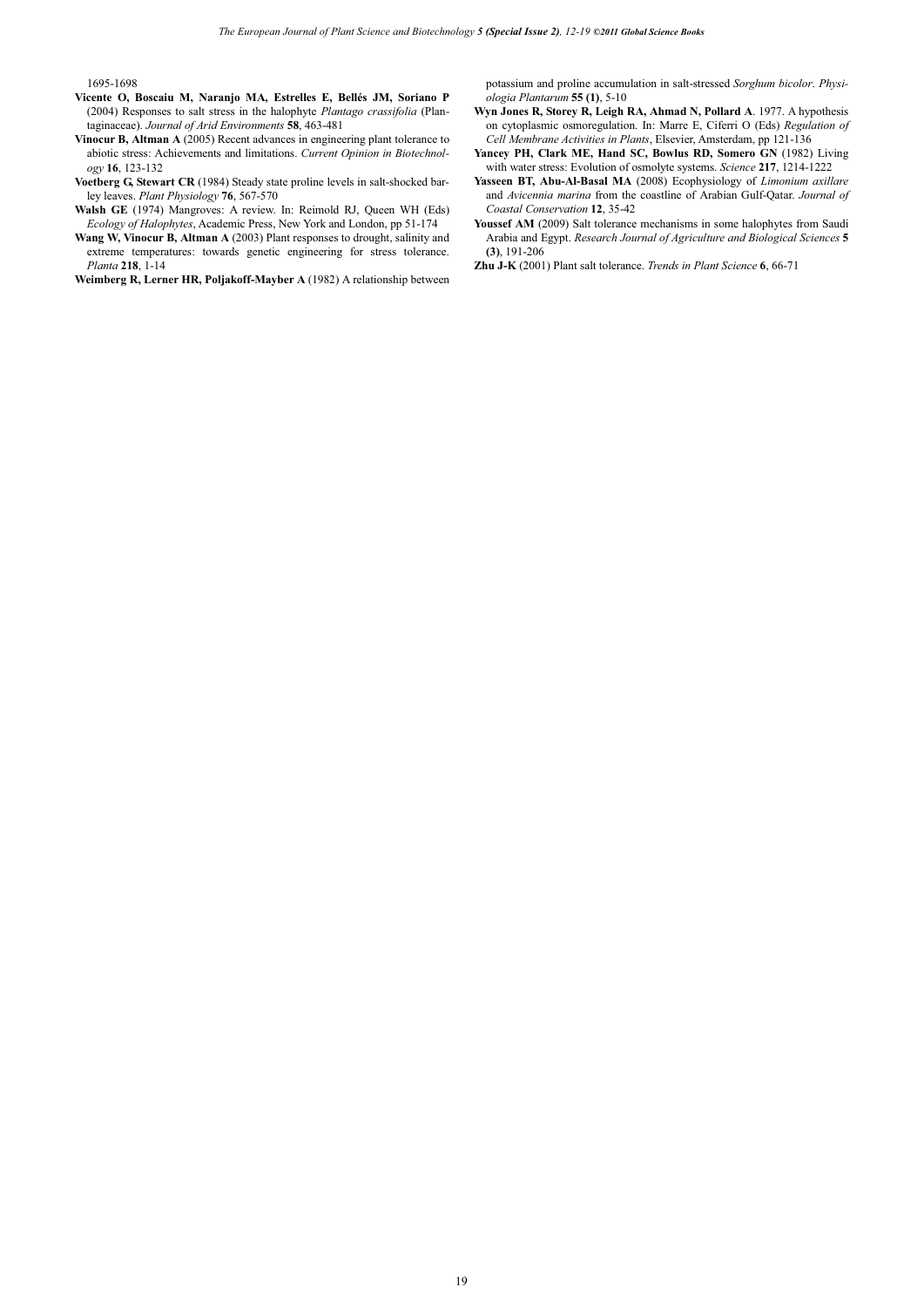1695-1698

**Vicente O, Boscaiu M, Naranjo MA, Estrelles E, Bellés JM, Soriano P** (2004) Responses to salt stress in the halophyte *Plantago crassifolia* (Plantaginaceae). *Journal of Arid Environments* **58**, 463-481

**Vinocur B, Altman A** (2005) Recent advances in engineering plant tolerance to abiotic stress: Achievements and limitations. *Current Opinion in Biotechnology* **16**, 123-132

**Voetberg G, Stewart CR** (1984) Steady state proline levels in salt-shocked barley leaves. *Plant Physiology* **76**, 567-570

**Walsh GE** (1974) Mangroves: A review. In: Reimold RJ, Queen WH (Eds) *Ecology of Halophytes*, Academic Press, New York and London, pp 51-174

**Wang W, Vinocur B, Altman A** (2003) Plant responses to drought, salinity and extreme temperatures: towards genetic engineering for stress tolerance. *Planta* **218**, 1-14

**Weimberg R, Lerner HR, Poljakoff-Mayber A** (1982) A relationship between potassium and proline accumulation in salt-stressed *Sorghum bicolor*. *Physiologia Plantarum* **55 (1)**, 5-10

**Wyn Jones R, Storey R, Leigh RA, Ahmad N, Pollard A**. 1977. A hypothesis on cytoplasmic osmoregulation. In: Marre E, Ciferri O (Eds) *Regulation of Cell Membrane Activities in Plants*, Elsevier, Amsterdam, pp 121-136

**Yancey PH, Clark ME, Hand SC, Bowlus RD, Somero GN** (1982) Living with water stress: Evolution of osmolyte systems. *Science* **217**, 1214-1222

**Yasseen BT, Abu-Al-Basal MA** (2008) Ecophysiology of *Limonium axillare* and *Avicennia marina* from the coastline of Arabian Gulf-Qatar. *Journal of Coastal Conservation* **12**, 35-42

**Youssef AM** (2009) Salt tolerance mechanisms in some halophytes from Saudi Arabia and Egypt. *Research Journal of Agriculture and Biological Sciences* **5 (3)**, 191-206

**Zhu J-K** (2001) Plant salt tolerance. *Trends in Plant Science* **6**, 66-71